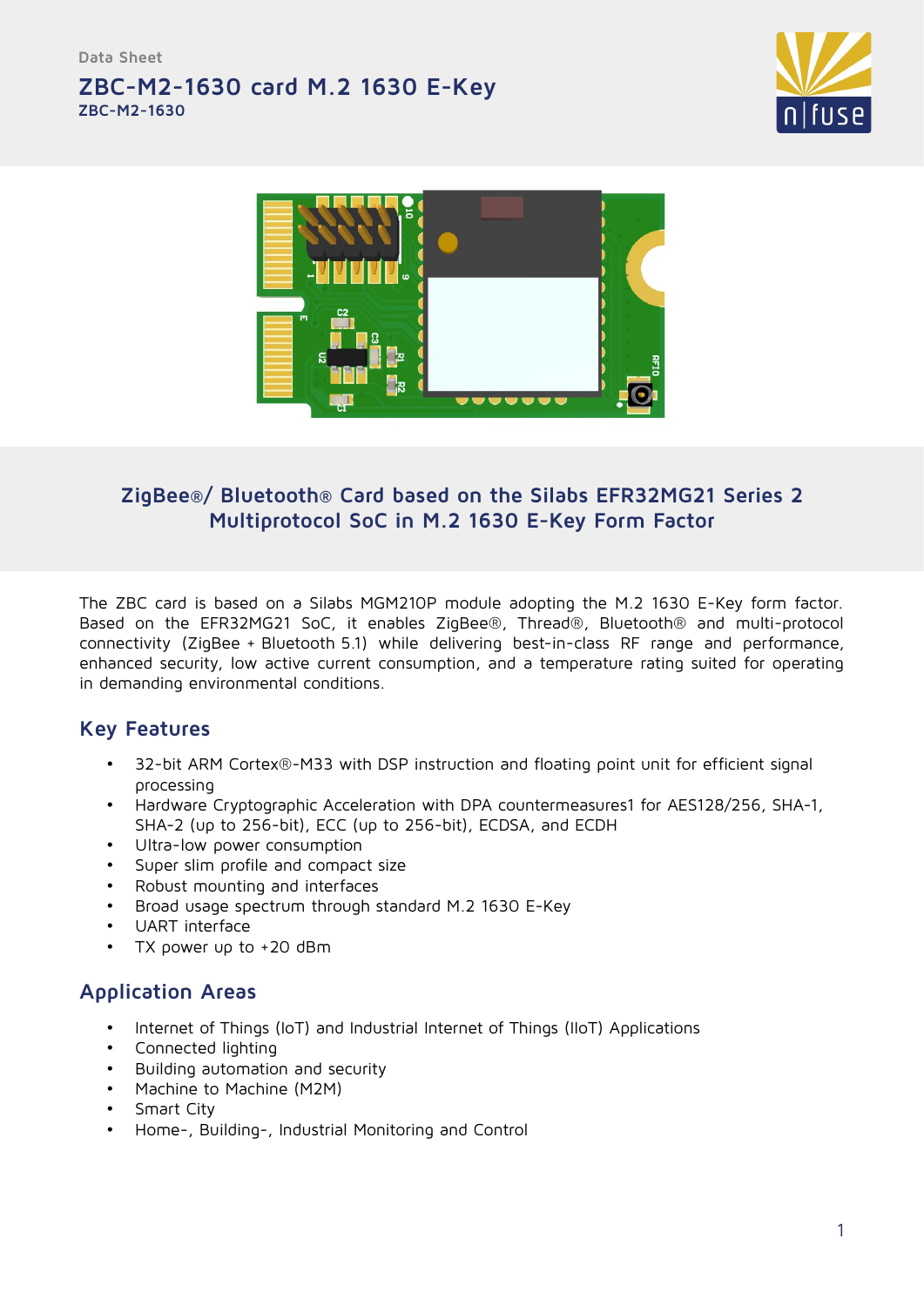Data Sheet

# ZBC-M2-1630 card M.2 1630 E-Key

**ZBC-M2-1630**

## ZigBee®/ Bluetooth® Card based on the Silabs EFR32MG21 Series 2 Multiprotocol SoC in M.2 1630 E-Key Form Factor

The ZBC card is based on a Silabs MGM210P module adopting the M.2 1630 E-Key form factor. Based on the EFR32MG21 SoC, it enables ZigBee®, Thread®, Bluetooth® and multi-protocol connectivity (ZigBee + Bluetooth 5.1) while delivering best-in-class RF range and performance, enhanced security, low active current consumption, and a temperature rating suited for operating in demanding environmental conditions.

## Key Features

- 32-bit ARM Cortex®-M33 with DSP instruction and floating point unit for efficient signal processing
- Hardware Cryptographic Acceleration with DPA countermeasures1 for AES128/256, SHA-1, SHA-2 (up to 256-bit), ECC (up to 256-bit), ECDSA, and ECDH
- Ultra-low power consumption
- Super slim profile and compact size
- Robust mounting and interfaces
- Broad usage spectrum through standard M.2 1630 E-Key
- UART interface
- TX power up to +20 dBm

## Application Areas

- Internet of Things (IoT) and Industrial Internet of Things (IIoT) Applications
- Connected lighting
- Building automation and security
- Machine to Machine (M2M)
- Smart City
- Home-, Building-, Industrial Monitoring and Control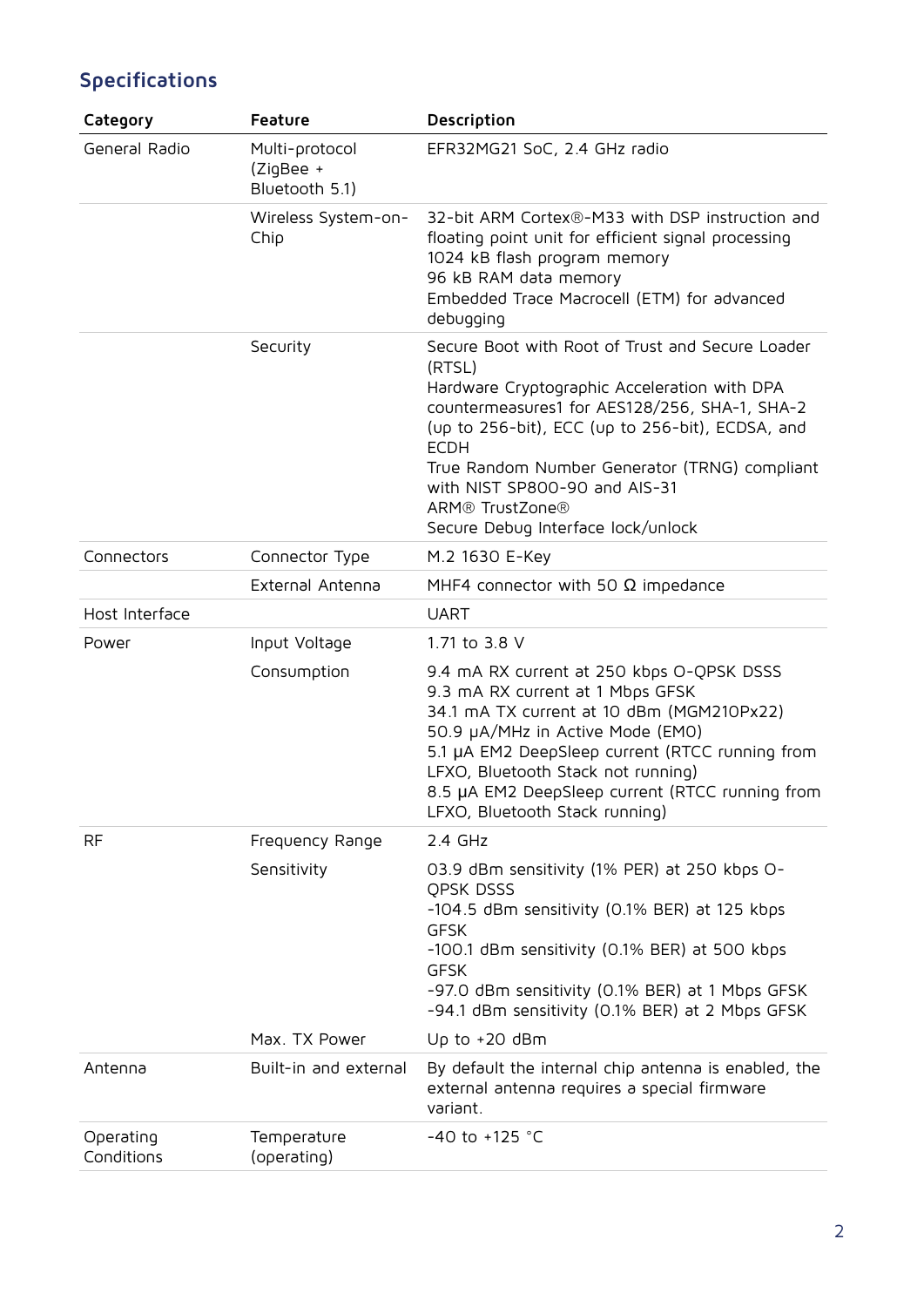## Specifications

| Category | Feature | Description |
|---|---|---|
| General Radio | Multi-protocol (ZigBee + Bluetooth 5.1) | EFR32MG21 SoC, 2.4 GHz radio |
| | Wireless System-on-Chip | 32-bit ARM Cortex®-M33 with DSP instruction and floating point unit for efficient signal processing<br>1024 kB flash program memory<br>96 kB RAM data memory<br>Embedded Trace Macrocell (ETM) for advanced debugging |
| | Security | Secure Boot with Root of Trust and Secure Loader (RTSL)<br>Hardware Cryptographic Acceleration with DPA countermeasures1 for AES128/256, SHA-1, SHA-2 (up to 256-bit), ECC (up to 256-bit), ECDSA, and ECDH<br>True Random Number Generator (TRNG) compliant with NIST SP800-90 and AIS-31<br>ARM® TrustZone®<br>Secure Debug Interface lock/unlock |
| Connectors | Connector Type | M.2 1630 E-Key |
| | External Antenna | MHF4 connector with 50 Ω impedance |
| Host Interface | | UART |
| Power | Input Voltage | 1.71 to 3.8 V |
| | Consumption | 9.4 mA RX current at 250 kbps O-QPSK DSSS<br>9.3 mA RX current at 1 Mbps GFSK<br>34.1 mA TX current at 10 dBm (MGM210Px22)<br>50.9 µA/MHz in Active Mode (EM0)<br>5.1 µA EM2 DeepSleep current (RTCC running from LFXO, Bluetooth Stack not running)<br>8.5 µA EM2 DeepSleep current (RTCC running from LFXO, Bluetooth Stack running) |
| RF | Frequency Range | 2.4 GHz |
| | Sensitivity | 03.9 dBm sensitivity (1% PER) at 250 kbps O-QPSK DSSS<br>-104.5 dBm sensitivity (0.1% BER) at 125 kbps GFSK<br>-100.1 dBm sensitivity (0.1% BER) at 500 kbps GFSK<br>-97.0 dBm sensitivity (0.1% BER) at 1 Mbps GFSK<br>-94.1 dBm sensitivity (0.1% BER) at 2 Mbps GFSK |
| | Max. TX Power | Up to +20 dBm |
| Antenna | Built-in and external | By default the internal chip antenna is enabled, the external antenna requires a special firmware variant. |
| Operating Conditions | Temperature (operating) | -40 to +125 °C |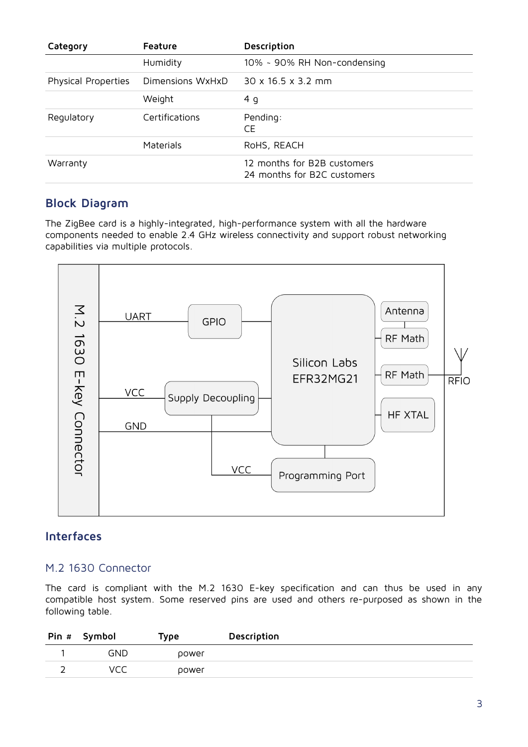| Category | Feature | Description |
|---|---|---|
| | Humidity | 10% ~ 90% RH Non-condensing |
| Physical Properties | Dimensions WxHxD | 30 x 16.5 x 3.2 mm |
| | Weight | 4 g |
| Regulatory | Certifications | Pending:<br>CE |
| | Materials | RoHS, REACH |
| Warranty | | 12 months for B2B customers<br>24 months for B2C customers |

## Block Diagram

The ZigBee card is a highly-integrated, high-performance system with all the hardware components needed to enable 2.4 GHz wireless connectivity and support robust networking capabilities via multiple protocols.

M.2 1630 E-key Connector

UART — GPIO — Silicon Labs EFR32MG21

VCC — Supply Decoupling

GND

VCC — Programming Port

Antenna, RF Math, RF Math, HF XTAL

RFIO

## Interfaces

### M.2 1630 Connector

The card is compliant with the M.2 1630 E-key specification and can thus be used in any compatible host system. Some reserved pins are used and others re-purposed as shown in the following table.

| Pin # | Symbol | Type | Description |
|---|---|---|---|
| 1 | GND | power | |
| 2 | VCC | power | |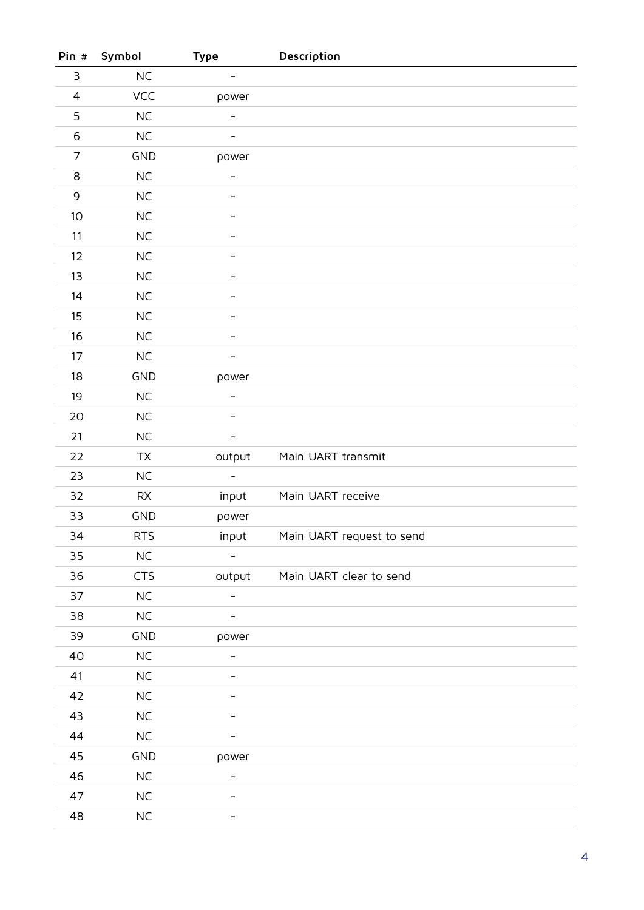| Pin # | Symbol | Type | Description |
|---|---|---|---|
| 3 | NC | - | |
| 4 | VCC | power | |
| 5 | NC | - | |
| 6 | NC | - | |
| 7 | GND | power | |
| 8 | NC | - | |
| 9 | NC | - | |
| 10 | NC | - | |
| 11 | NC | - | |
| 12 | NC | - | |
| 13 | NC | - | |
| 14 | NC | - | |
| 15 | NC | - | |
| 16 | NC | - | |
| 17 | NC | - | |
| 18 | GND | power | |
| 19 | NC | - | |
| 20 | NC | - | |
| 21 | NC | - | |
| 22 | TX | output | Main UART transmit |
| 23 | NC | - | |
| 32 | RX | input | Main UART receive |
| 33 | GND | power | |
| 34 | RTS | input | Main UART request to send |
| 35 | NC | - | |
| 36 | CTS | output | Main UART clear to send |
| 37 | NC | - | |
| 38 | NC | - | |
| 39 | GND | power | |
| 40 | NC | - | |
| 41 | NC | - | |
| 42 | NC | - | |
| 43 | NC | - | |
| 44 | NC | - | |
| 45 | GND | power | |
| 46 | NC | - | |
| 47 | NC | - | |
| 48 | NC | - | |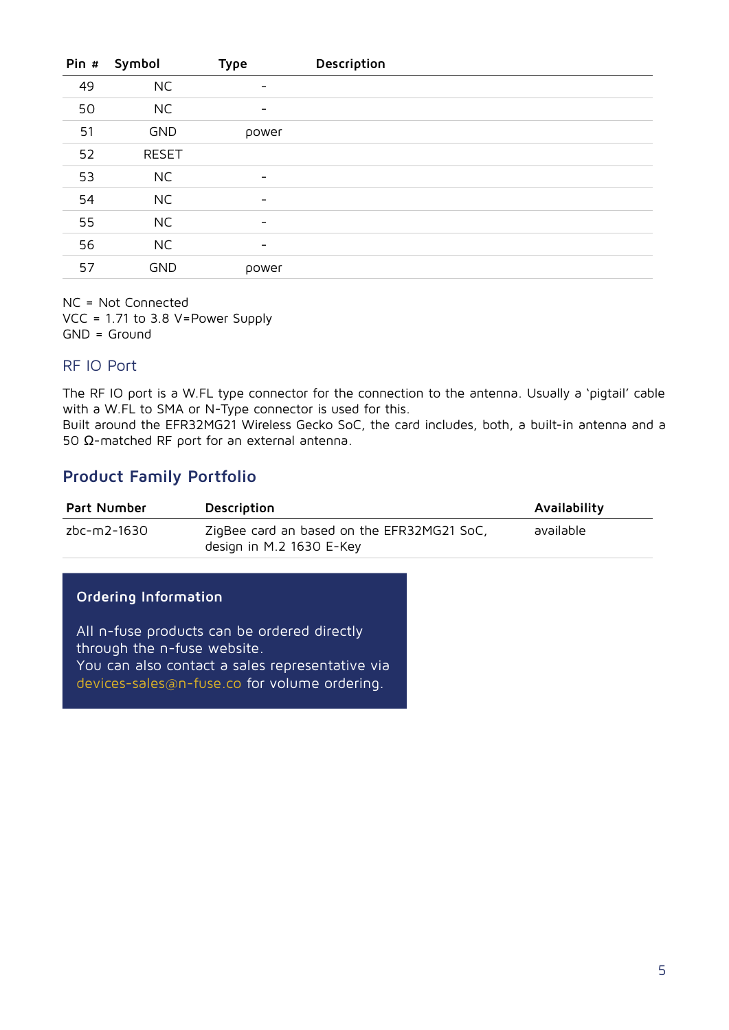| Pin # | Symbol | Type | Description |
|---|---|---|---|
| 49 | NC | - | |
| 50 | NC | - | |
| 51 | GND | power | |
| 52 | RESET | | |
| 53 | NC | - | |
| 54 | NC | - | |
| 55 | NC | - | |
| 56 | NC | - | |
| 57 | GND | power | |

NC = Not Connected
VCC = 1.71 to 3.8 V=Power Supply
GND = Ground

### RF IO Port

The RF IO port is a W.FL type connector for the connection to the antenna. Usually a 'pigtail' cable with a W.FL to SMA or N-Type connector is used for this.
Built around the EFR32MG21 Wireless Gecko SoC, the card includes, both, a built-in antenna and a 50 Ω-matched RF port for an external antenna.

## Product Family Portfolio

| Part Number | Description | Availability |
|---|---|---|
| zbc-m2-1630 | ZigBee card an based on the EFR32MG21 SoC, design in M.2 1630 E-Key | available |

**Ordering Information**

All n-fuse products can be ordered directly through the n-fuse website.
You can also contact a sales representative via devices-sales@n-fuse.co for volume ordering.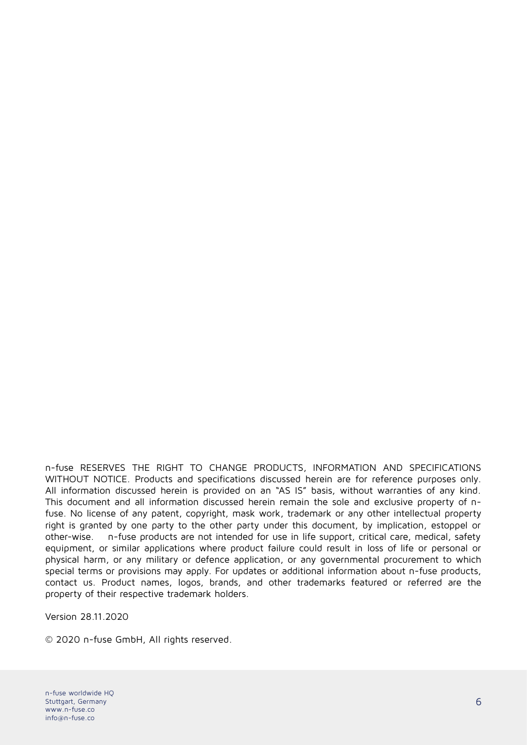n-fuse RESERVES THE RIGHT TO CHANGE PRODUCTS, INFORMATION AND SPECIFICATIONS WITHOUT NOTICE. Products and specifications discussed herein are for reference purposes only. All information discussed herein is provided on an "AS IS" basis, without warranties of any kind. This document and all information discussed herein remain the sole and exclusive property of n-fuse. No license of any patent, copyright, mask work, trademark or any other intellectual property right is granted by one party to the other party under this document, by implication, estoppel or other-wise. n-fuse products are not intended for use in life support, critical care, medical, safety equipment, or similar applications where product failure could result in loss of life or personal or physical harm, or any military or defence application, or any governmental procurement to which special terms or provisions may apply. For updates or additional information about n-fuse products, contact us. Product names, logos, brands, and other trademarks featured or referred are the property of their respective trademark holders.

Version 28.11.2020

© 2020 n-fuse GmbH, All rights reserved.

n-fuse worldwide HQ
Stuttgart, Germany
www.n-fuse.co
info@n-fuse.co